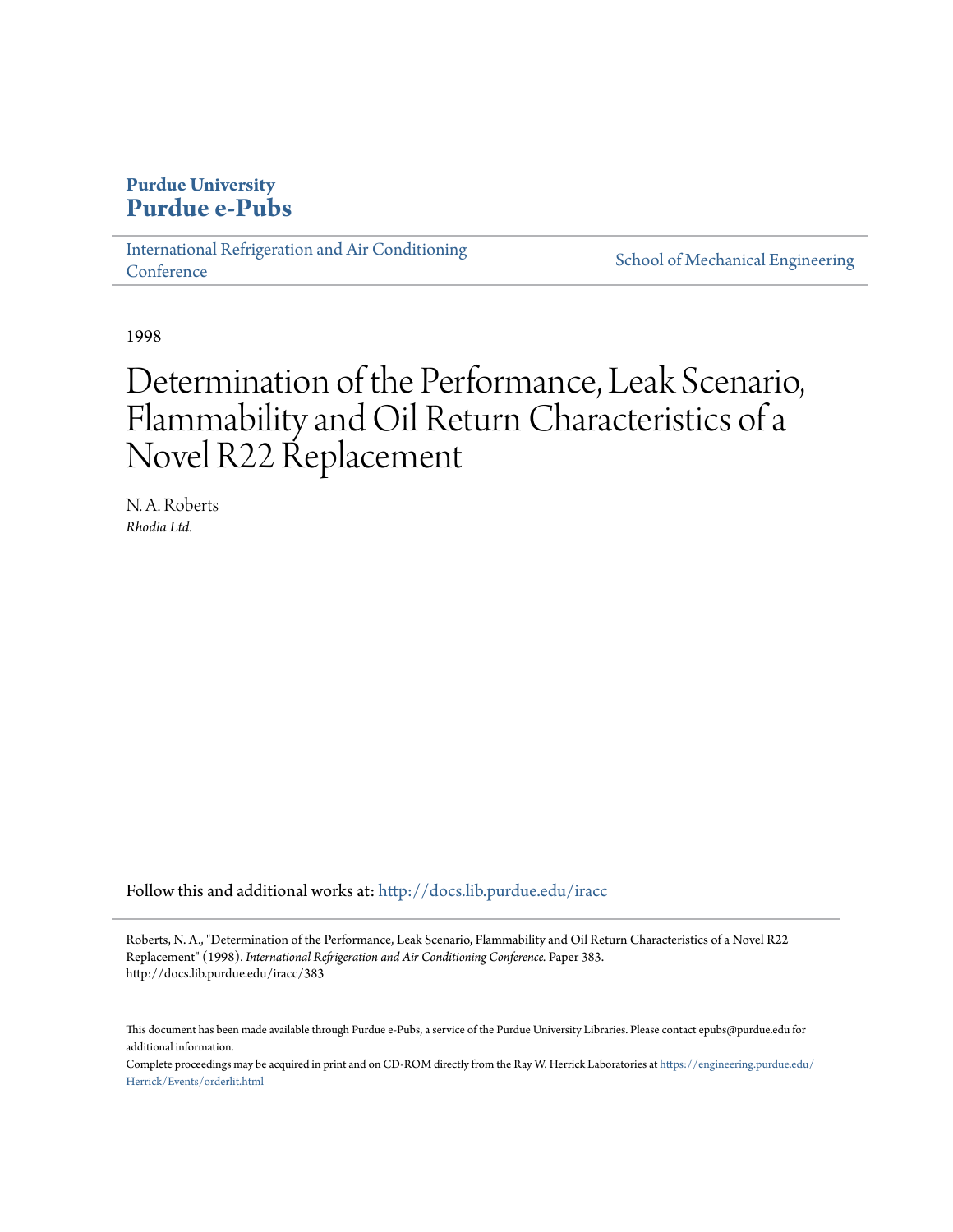**Purdue University**
**Purdue e-Pubs**

International Refrigeration and Air Conditioning Conference | School of Mechanical Engineering

1998

# Determination of the Performance, Leak Scenario, Flammability and Oil Return Characteristics of a Novel R22 Replacement

N. A. Roberts
*Rhodia Ltd.*

Follow this and additional works at: http://docs.lib.purdue.edu/iracc

Roberts, N. A., "Determination of the Performance, Leak Scenario, Flammability and Oil Return Characteristics of a Novel R22 Replacement" (1998). *International Refrigeration and Air Conditioning Conference.* Paper 383.
http://docs.lib.purdue.edu/iracc/383

This document has been made available through Purdue e-Pubs, a service of the Purdue University Libraries. Please contact epubs@purdue.edu for additional information.

Complete proceedings may be acquired in print and on CD-ROM directly from the Ray W. Herrick Laboratories at https://engineering.purdue.edu/Herrick/Events/orderlit.html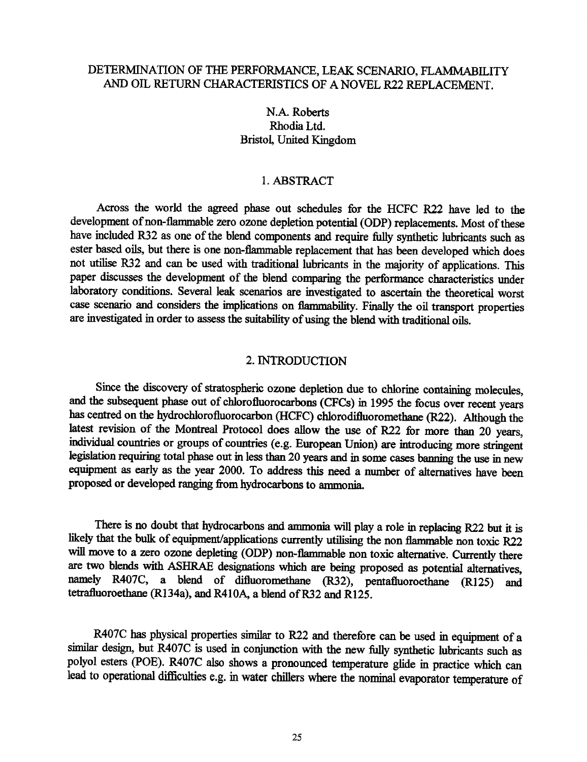# DETERMINATION OF THE PERFORMANCE, LEAK SCENARIO, FLAMMABILITY AND OIL RETURN CHARACTERISTICS OF A NOVEL R22 REPLACEMENT.

N.A. Roberts
Rhodia Ltd.
Bristol, United Kingdom

## 1. ABSTRACT

Across the world the agreed phase out schedules for the HCFC R22 have led to the development of non-flammable zero ozone depletion potential (ODP) replacements. Most of these have included R32 as one of the blend components and require fully synthetic lubricants such as ester based oils, but there is one non-flammable replacement that has been developed which does not utilise R32 and can be used with traditional lubricants in the majority of applications. This paper discusses the development of the blend comparing the performance characteristics under laboratory conditions. Several leak scenarios are investigated to ascertain the theoretical worst case scenario and considers the implications on flammability. Finally the oil transport properties are investigated in order to assess the suitability of using the blend with traditional oils.

## 2. INTRODUCTION

Since the discovery of stratospheric ozone depletion due to chlorine containing molecules, and the subsequent phase out of chlorofluorocarbons (CFCs) in 1995 the focus over recent years has centred on the hydrochlorofluorocarbon (HCFC) chlorodifluoromethane (R22). Although the latest revision of the Montreal Protocol does allow the use of R22 for more than 20 years, individual countries or groups of countries (e.g. European Union) are introducing more stringent legislation requiring total phase out in less than 20 years and in some cases banning the use in new equipment as early as the year 2000. To address this need a number of alternatives have been proposed or developed ranging from hydrocarbons to ammonia.

There is no doubt that hydrocarbons and ammonia will play a role in replacing R22 but it is likely that the bulk of equipment/applications currently utilising the non flammable non toxic R22 will move to a zero ozone depleting (ODP) non-flammable non toxic alternative. Currently there are two blends with ASHRAE designations which are being proposed as potential alternatives, namely R407C, a blend of difluoromethane (R32), pentafluoroethane (R125) and tetrafluoroethane (R134a), and R410A, a blend of R32 and R125.

R407C has physical properties similar to R22 and therefore can be used in equipment of a similar design, but R407C is used in conjunction with the new fully synthetic lubricants such as polyol esters (POE). R407C also shows a pronounced temperature glide in practice which can lead to operational difficulties e.g. in water chillers where the nominal evaporator temperature of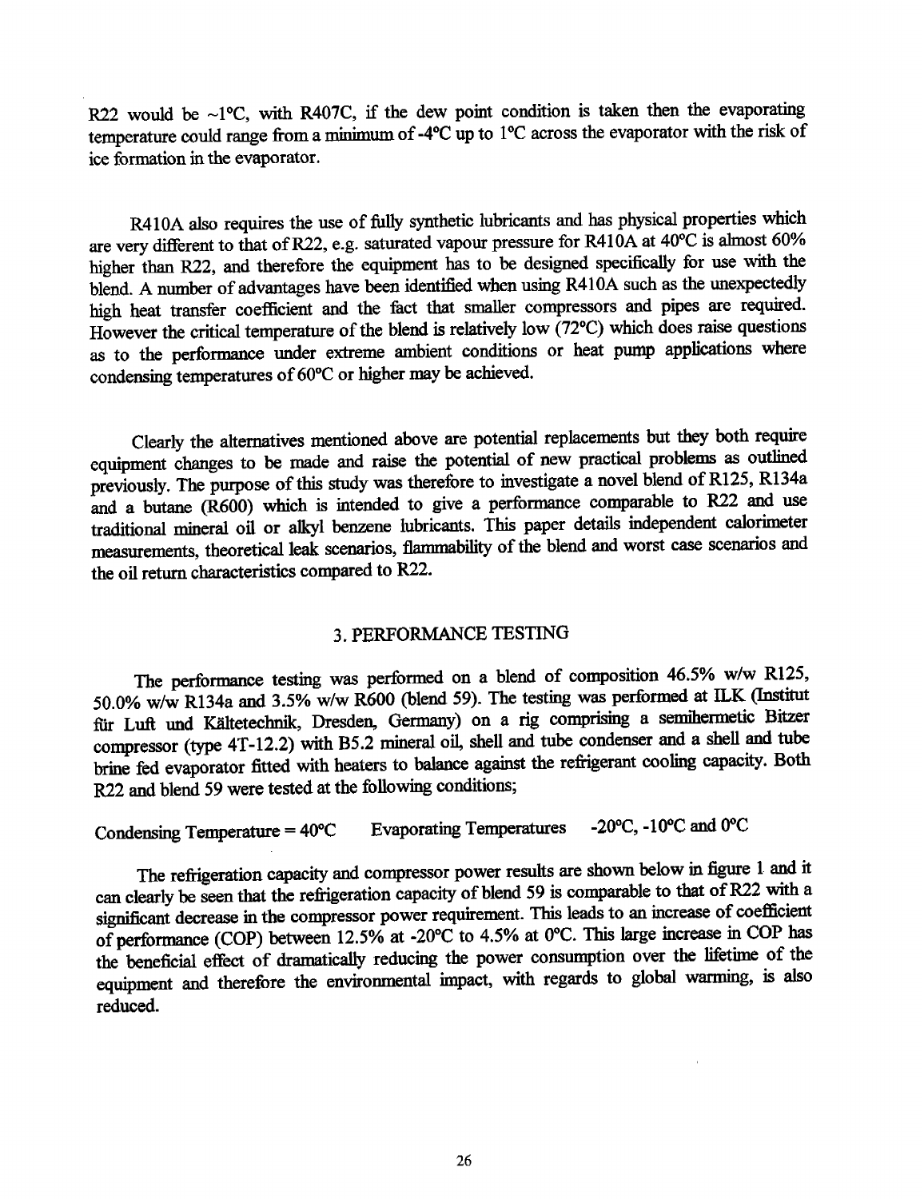R22 would be ~1°C, with R407C, if the dew point condition is taken then the evaporating temperature could range from a minimum of -4°C up to 1°C across the evaporator with the risk of ice formation in the evaporator.

R410A also requires the use of fully synthetic lubricants and has physical properties which are very different to that of R22, e.g. saturated vapour pressure for R410A at 40°C is almost 60% higher than R22, and therefore the equipment has to be designed specifically for use with the blend. A number of advantages have been identified when using R410A such as the unexpectedly high heat transfer coefficient and the fact that smaller compressors and pipes are required. However the critical temperature of the blend is relatively low (72°C) which does raise questions as to the performance under extreme ambient conditions or heat pump applications where condensing temperatures of 60°C or higher may be achieved.

Clearly the alternatives mentioned above are potential replacements but they both require equipment changes to be made and raise the potential of new practical problems as outlined previously. The purpose of this study was therefore to investigate a novel blend of R125, R134a and a butane (R600) which is intended to give a performance comparable to R22 and use traditional mineral oil or alkyl benzene lubricants. This paper details independent calorimeter measurements, theoretical leak scenarios, flammability of the blend and worst case scenarios and the oil return characteristics compared to R22.

## 3. PERFORMANCE TESTING

The performance testing was performed on a blend of composition 46.5% w/w R125, 50.0% w/w R134a and 3.5% w/w R600 (blend 59). The testing was performed at ILK (Institut für Luft und Kältetechnik, Dresden, Germany) on a rig comprising a semihermetic Bitzer compressor (type 4T-12.2) with B5.2 mineral oil, shell and tube condenser and a shell and tube brine fed evaporator fitted with heaters to balance against the refrigerant cooling capacity. Both R22 and blend 59 were tested at the following conditions;

Condensing Temperature = 40°C     Evaporating Temperatures   -20°C, -10°C and 0°C

The refrigeration capacity and compressor power results are shown below in figure 1 and it can clearly be seen that the refrigeration capacity of blend 59 is comparable to that of R22 with a significant decrease in the compressor power requirement. This leads to an increase of coefficient of performance (COP) between 12.5% at -20°C to 4.5% at 0°C. This large increase in COP has the beneficial effect of dramatically reducing the power consumption over the lifetime of the equipment and therefore the environmental impact, with regards to global warming, is also reduced.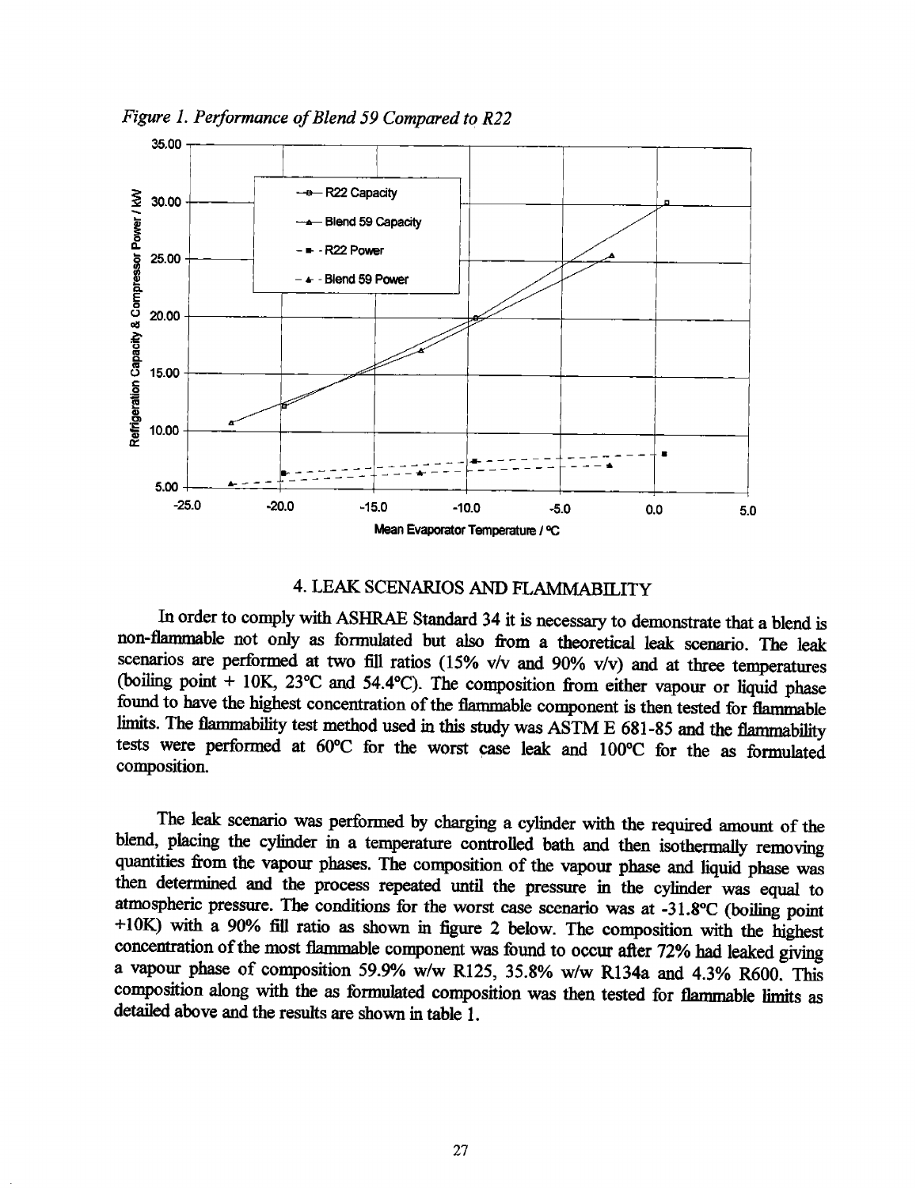*Figure 1. Performance of Blend 59 Compared to R22*

## 4. LEAK SCENARIOS AND FLAMMABILITY

In order to comply with ASHRAE Standard 34 it is necessary to demonstrate that a blend is non-flammable not only as formulated but also from a theoretical leak scenario. The leak scenarios are performed at two fill ratios (15% v/v and 90% v/v) and at three temperatures (boiling point + 10K, 23°C and 54.4°C). The composition from either vapour or liquid phase found to have the highest concentration of the flammable component is then tested for flammable limits. The flammability test method used in this study was ASTM E 681-85 and the flammability tests were performed at 60°C for the worst case leak and 100°C for the as formulated composition.

The leak scenario was performed by charging a cylinder with the required amount of the blend, placing the cylinder in a temperature controlled bath and then isothermally removing quantities from the vapour phases. The composition of the vapour phase and liquid phase was then determined and the process repeated until the pressure in the cylinder was equal to atmospheric pressure. The conditions for the worst case scenario was at -31.8°C (boiling point +10K) with a 90% fill ratio as shown in figure 2 below. The composition with the highest concentration of the most flammable component was found to occur after 72% had leaked giving a vapour phase of composition 59.9% w/w R125, 35.8% w/w R134a and 4.3% R600. This composition along with the as formulated composition was then tested for flammable limits as detailed above and the results are shown in table 1.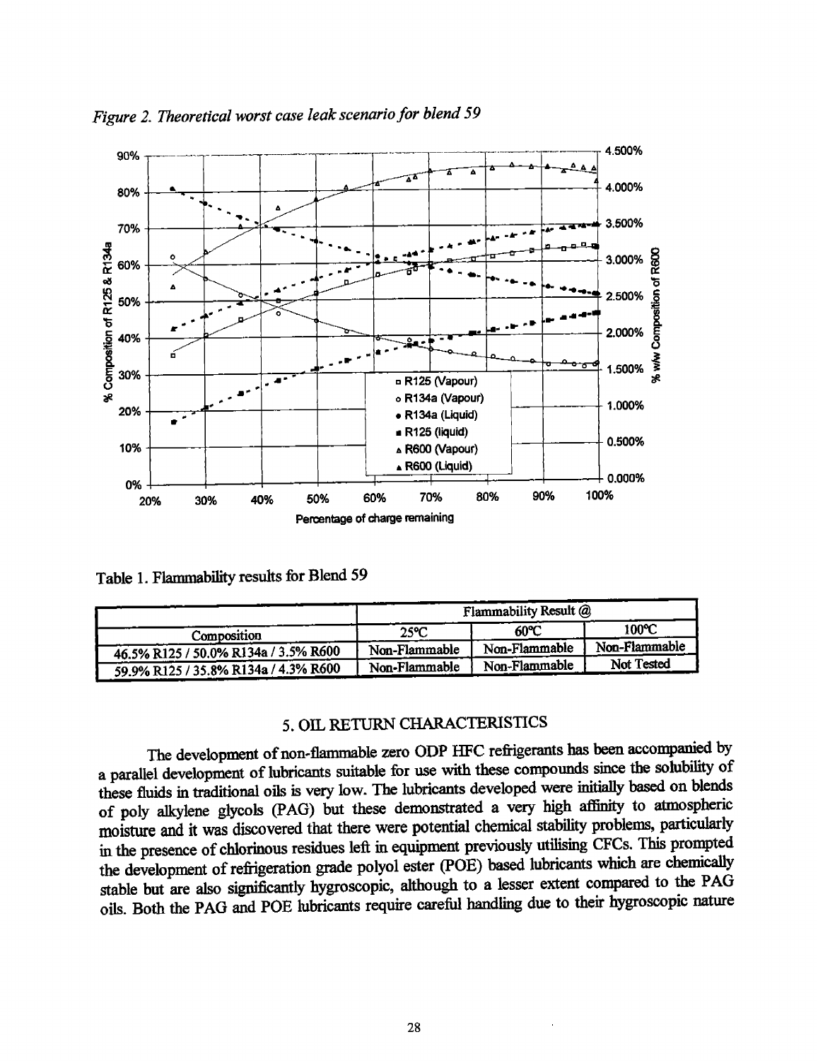*Figure 2. Theoretical worst case leak scenario for blend 59*

Table 1. Flammability results for Blend 59

| Composition | Flammability Result @ | | |
|---|---|---|---|
| | 25°C | 60°C | 100°C |
| 46.5% R125 / 50.0% R134a / 3.5% R600 | Non-Flammable | Non-Flammable | Non-Flammable |
| 59.9% R125 / 35.8% R134a / 4.3% R600 | Non-Flammable | Non-Flammable | Not Tested |

## 5. OIL RETURN CHARACTERISTICS

The development of non-flammable zero ODP HFC refrigerants has been accompanied by a parallel development of lubricants suitable for use with these compounds since the solubility of these fluids in traditional oils is very low. The lubricants developed were initially based on blends of poly alkylene glycols (PAG) but these demonstrated a very high affinity to atmospheric moisture and it was discovered that there were potential chemical stability problems, particularly in the presence of chlorinous residues left in equipment previously utilising CFCs. This prompted the development of refrigeration grade polyol ester (POE) based lubricants which are chemically stable but are also significantly hygroscopic, although to a lesser extent compared to the PAG oils. Both the PAG and POE lubricants require careful handling due to their hygroscopic nature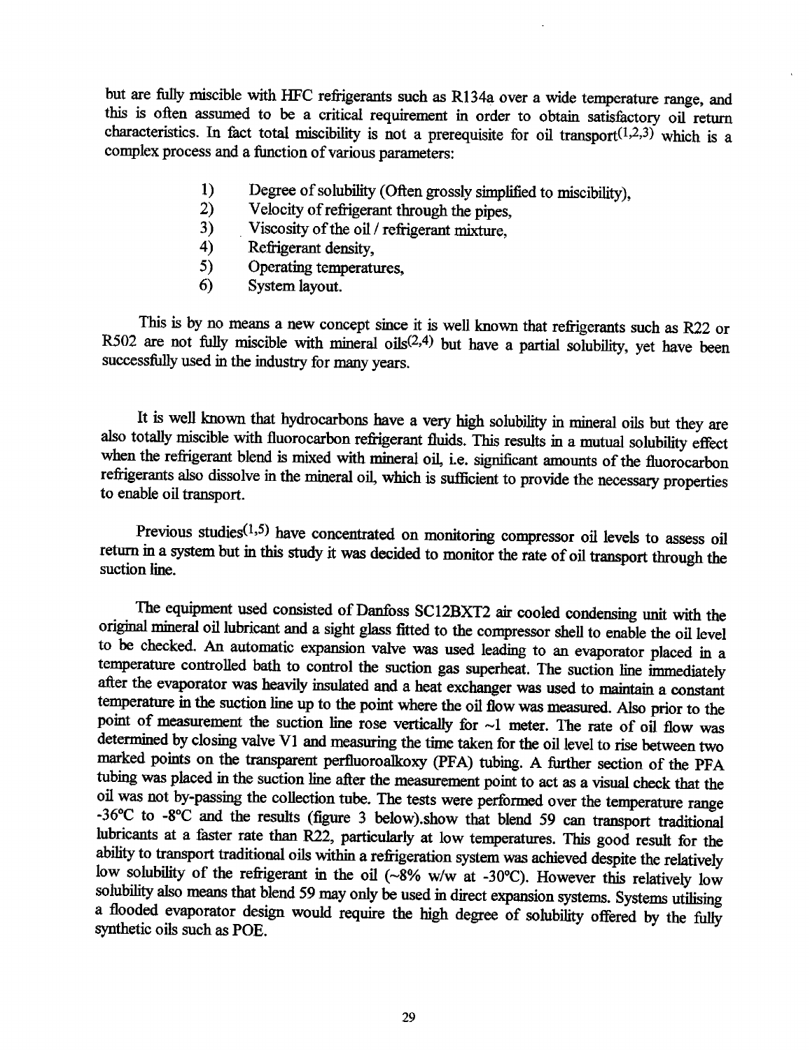but are fully miscible with HFC refrigerants such as R134a over a wide temperature range, and this is often assumed to be a critical requirement in order to obtain satisfactory oil return characteristics. In fact total miscibility is not a prerequisite for oil transport[1,2,3] which is a complex process and a function of various parameters:

1) Degree of solubility (Often grossly simplified to miscibility),
2) Velocity of refrigerant through the pipes,
3) Viscosity of the oil / refrigerant mixture,
4) Refrigerant density,
5) Operating temperatures,
6) System layout.

This is by no means a new concept since it is well known that refrigerants such as R22 or R502 are not fully miscible with mineral oils[2,4] but have a partial solubility, yet have been successfully used in the industry for many years.

It is well known that hydrocarbons have a very high solubility in mineral oils but they are also totally miscible with fluorocarbon refrigerant fluids. This results in a mutual solubility effect when the refrigerant blend is mixed with mineral oil, i.e. significant amounts of the fluorocarbon refrigerants also dissolve in the mineral oil, which is sufficient to provide the necessary properties to enable oil transport.

Previous studies[1,5] have concentrated on monitoring compressor oil levels to assess oil return in a system but in this study it was decided to monitor the rate of oil transport through the suction line.

The equipment used consisted of Danfoss SC12BXT2 air cooled condensing unit with the original mineral oil lubricant and a sight glass fitted to the compressor shell to enable the oil level to be checked. An automatic expansion valve was used leading to an evaporator placed in a temperature controlled bath to control the suction gas superheat. The suction line immediately after the evaporator was heavily insulated and a heat exchanger was used to maintain a constant temperature in the suction line up to the point where the oil flow was measured. Also prior to the point of measurement the suction line rose vertically for ~1 meter. The rate of oil flow was determined by closing valve V1 and measuring the time taken for the oil level to rise between two marked points on the transparent perfluoroalkoxy (PFA) tubing. A further section of the PFA tubing was placed in the suction line after the measurement point to act as a visual check that the oil was not by-passing the collection tube. The tests were performed over the temperature range -36°C to -8°C and the results (figure 3 below).show that blend 59 can transport traditional lubricants at a faster rate than R22, particularly at low temperatures. This good result for the ability to transport traditional oils within a refrigeration system was achieved despite the relatively low solubility of the refrigerant in the oil (~8% w/w at -30°C). However this relatively low solubility also means that blend 59 may only be used in direct expansion systems. Systems utilising a flooded evaporator design would require the high degree of solubility offered by the fully synthetic oils such as POE.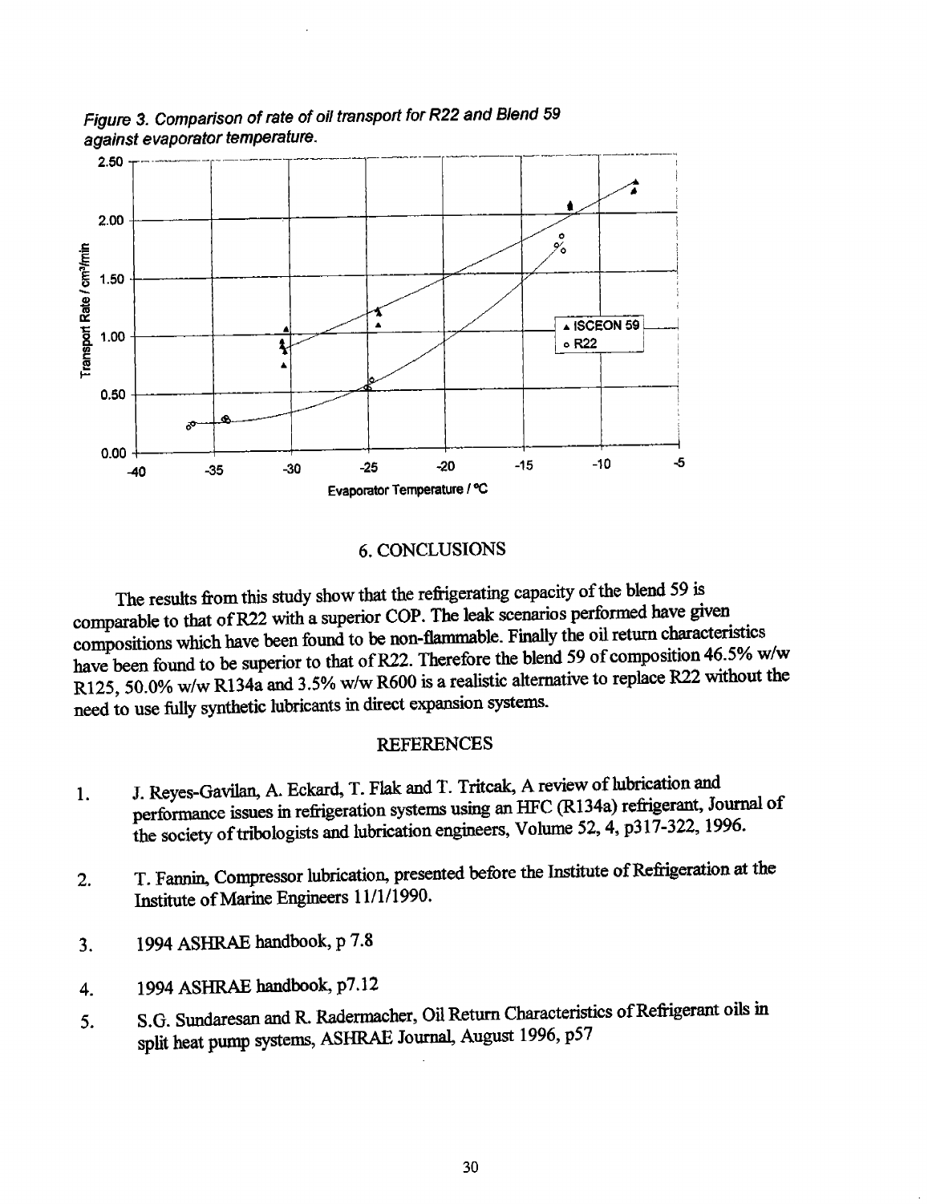*Figure 3. Comparison of rate of oil transport for R22 and Blend 59 against evaporator temperature.*

2.50
2.00
1.50
1.00
0.50
0.00

Transport Rate / cm$^3$/min

-40 -35 -30 -25 -20 -15 -10 -5

Evaporator Temperature / °C

▲ ISCEON 59
○ R22

## 6. CONCLUSIONS

The results from this study show that the refrigerating capacity of the blend 59 is comparable to that of R22 with a superior COP. The leak scenarios performed have given compositions which have been found to be non-flammable. Finally the oil return characteristics have been found to be superior to that of R22. Therefore the blend 59 of composition 46.5% w/w R125, 50.0% w/w R134a and 3.5% w/w R600 is a realistic alternative to replace R22 without the need to use fully synthetic lubricants in direct expansion systems.

## REFERENCES

1. J. Reyes-Gavilan, A. Eckard, T. Flak and T. Tritcak, A review of lubrication and performance issues in refrigeration systems using an HFC (R134a) refrigerant, Journal of the society of tribologists and lubrication engineers, Volume 52, 4, p317-322, 1996.

2. T. Fannin, Compressor lubrication, presented before the Institute of Refrigeration at the Institute of Marine Engineers 11/1/1990.

3. 1994 ASHRAE handbook, p 7.8

4. 1994 ASHRAE handbook, p7.12

5. S.G. Sundaresan and R. Radermacher, Oil Return Characteristics of Refrigerant oils in split heat pump systems, ASHRAE Journal, August 1996, p57